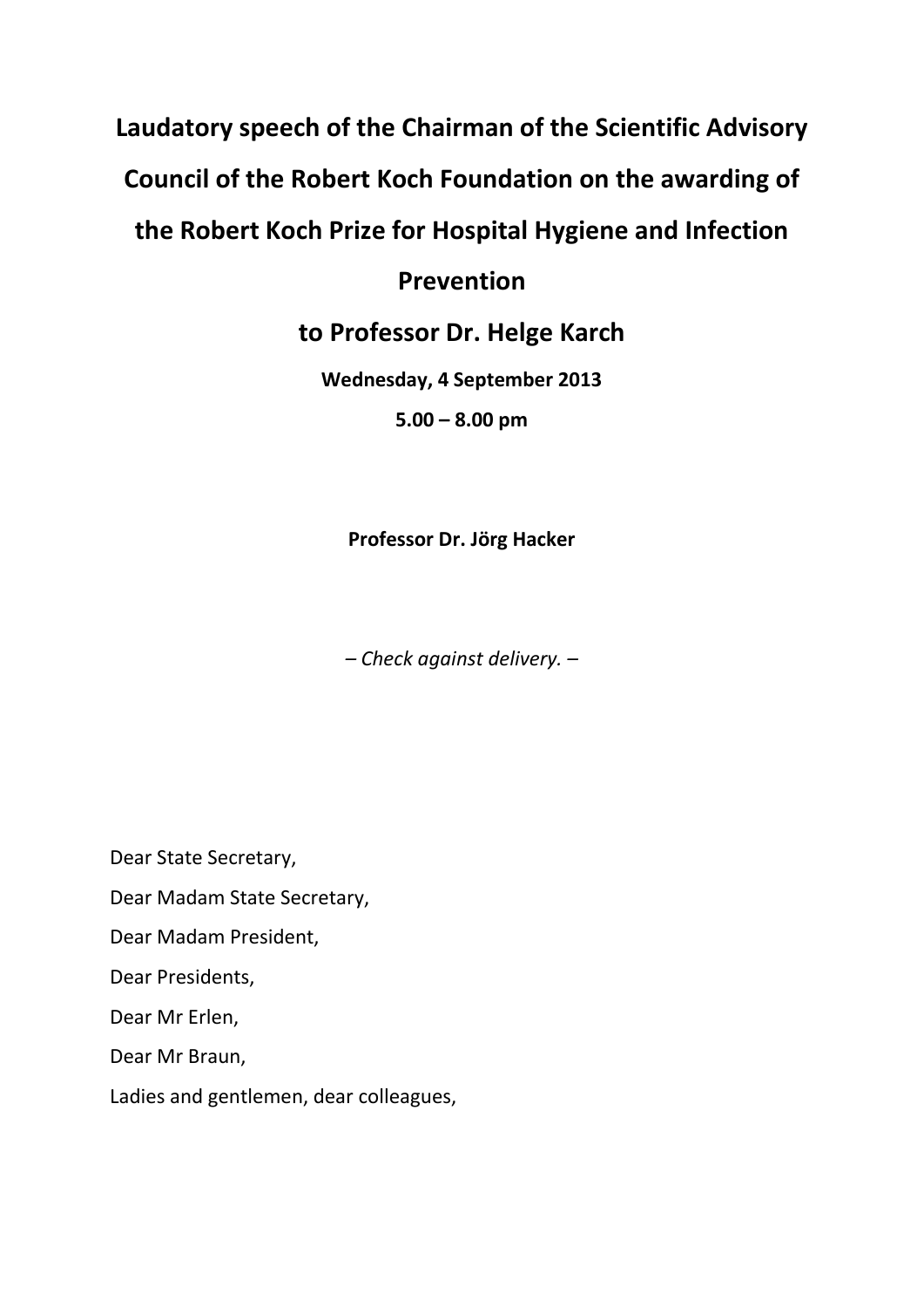# Laudatory speech of the Chairman of the Scientific Advisory Council of the Robert Koch Foundation on the awarding of the Robert Koch Prize for Hospital Hygiene and Infection Prevention

## to Professor Dr. Helge Karch

**Wednesday, 4 September 2013**

**5.00 – 8.00 pm**

**Professor Dr. Jörg Hacker**

*– Check against delivery. –*

Dear State Secretary,

Dear Madam State Secretary,

Dear Madam President,

Dear Presidents,

Dear Mr Erlen,

Dear Mr Braun,

Ladies and gentlemen, dear colleagues,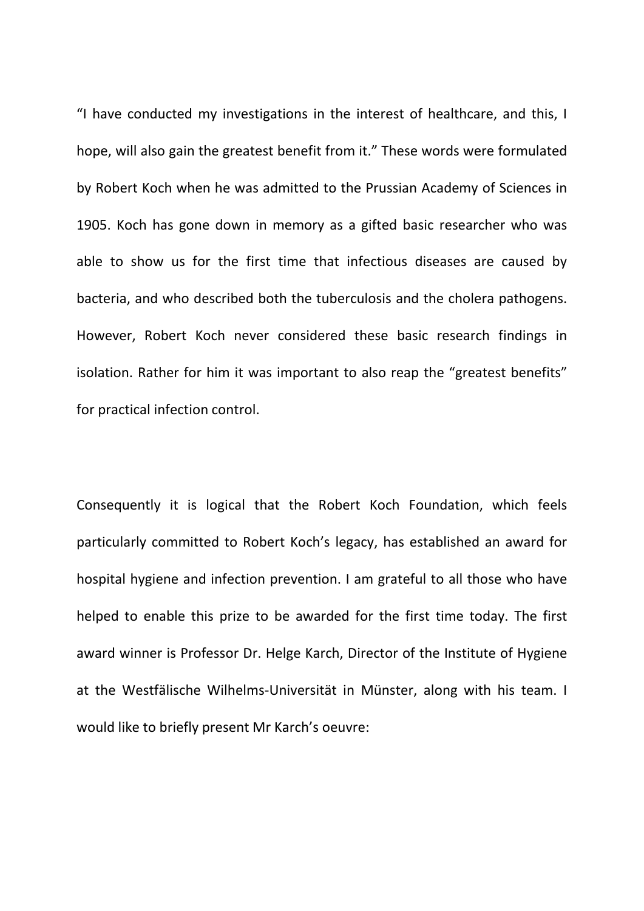"I have conducted my investigations in the interest of healthcare, and this, I hope, will also gain the greatest benefit from it." These words were formulated by Robert Koch when he was admitted to the Prussian Academy of Sciences in 1905. Koch has gone down in memory as a gifted basic researcher who was able to show us for the first time that infectious diseases are caused by bacteria, and who described both the tuberculosis and the cholera pathogens. However, Robert Koch never considered these basic research findings in isolation. Rather for him it was important to also reap the "greatest benefits" for practical infection control.

Consequently it is logical that the Robert Koch Foundation, which feels particularly committed to Robert Koch's legacy, has established an award for hospital hygiene and infection prevention. I am grateful to all those who have helped to enable this prize to be awarded for the first time today. The first award winner is Professor Dr. Helge Karch, Director of the Institute of Hygiene at the Westfälische Wilhelms-Universität in Münster, along with his team. I would like to briefly present Mr Karch's oeuvre: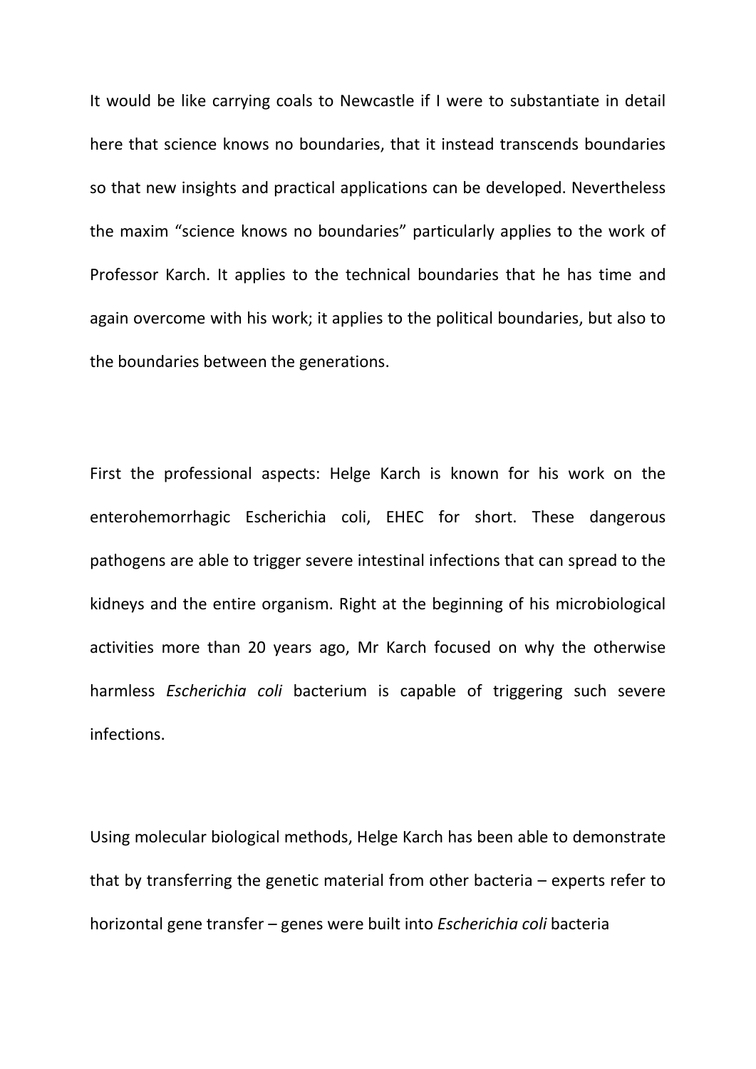It would be like carrying coals to Newcastle if I were to substantiate in detail here that science knows no boundaries, that it instead transcends boundaries so that new insights and practical applications can be developed. Nevertheless the maxim “science knows no boundaries” particularly applies to the work of Professor Karch. It applies to the technical boundaries that he has time and again overcome with his work; it applies to the political boundaries, but also to the boundaries between the generations.

First the professional aspects: Helge Karch is known for his work on the enterohemorrhagic Escherichia coli, EHEC for short. These dangerous pathogens are able to trigger severe intestinal infections that can spread to the kidneys and the entire organism. Right at the beginning of his microbiological activities more than 20 years ago, Mr Karch focused on why the otherwise harmless *Escherichia coli* bacterium is capable of triggering such severe infections.

Using molecular biological methods, Helge Karch has been able to demonstrate that by transferring the genetic material from other bacteria – experts refer to horizontal gene transfer – genes were built into *Escherichia coli* bacteria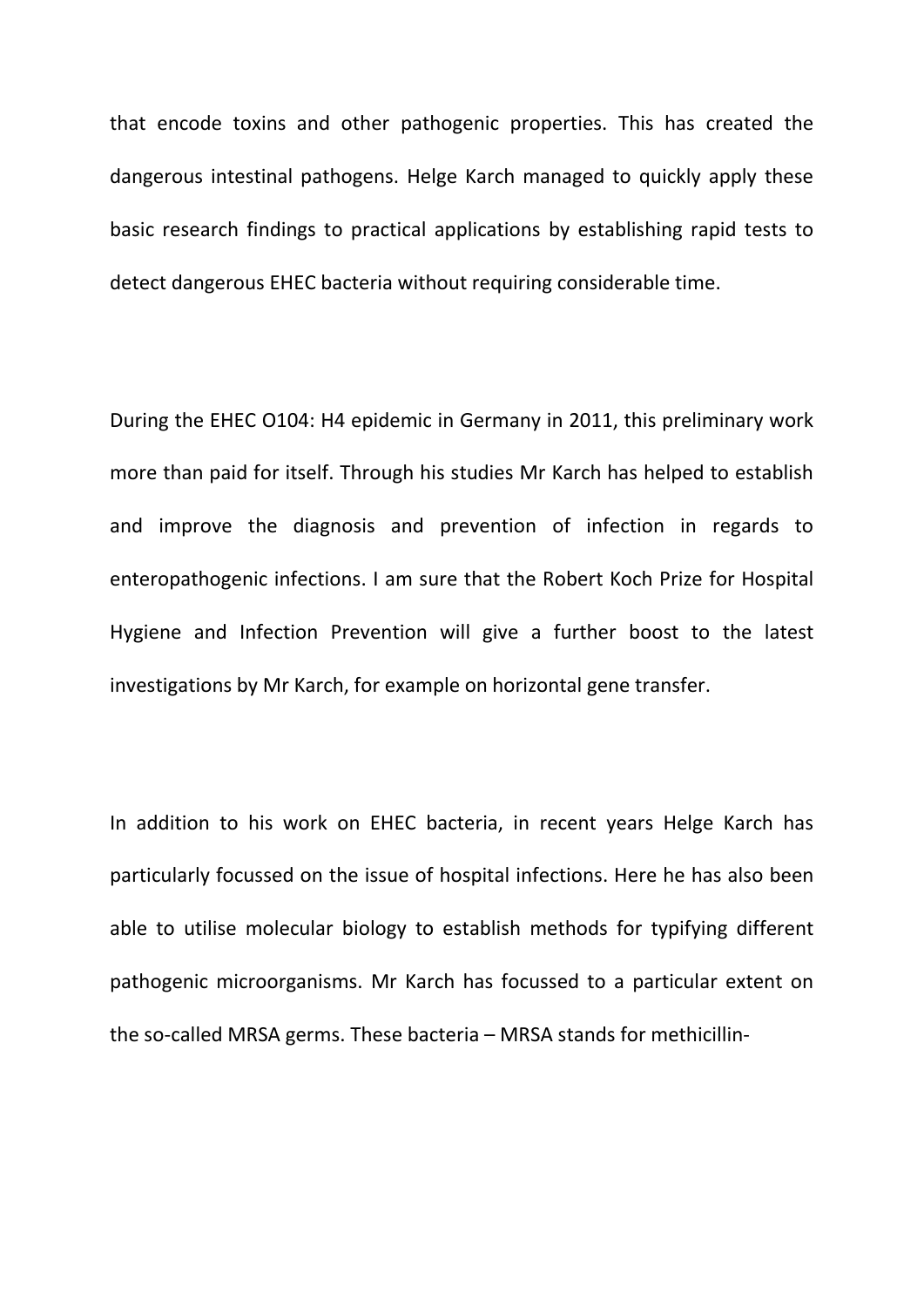that encode toxins and other pathogenic properties. This has created the dangerous intestinal pathogens. Helge Karch managed to quickly apply these basic research findings to practical applications by establishing rapid tests to detect dangerous EHEC bacteria without requiring considerable time.

During the EHEC O104: H4 epidemic in Germany in 2011, this preliminary work more than paid for itself. Through his studies Mr Karch has helped to establish and improve the diagnosis and prevention of infection in regards to enteropathogenic infections. I am sure that the Robert Koch Prize for Hospital Hygiene and Infection Prevention will give a further boost to the latest investigations by Mr Karch, for example on horizontal gene transfer.

In addition to his work on EHEC bacteria, in recent years Helge Karch has particularly focussed on the issue of hospital infections. Here he has also been able to utilise molecular biology to establish methods for typifying different pathogenic microorganisms. Mr Karch has focussed to a particular extent on the so-called MRSA germs. These bacteria – MRSA stands for methicillin-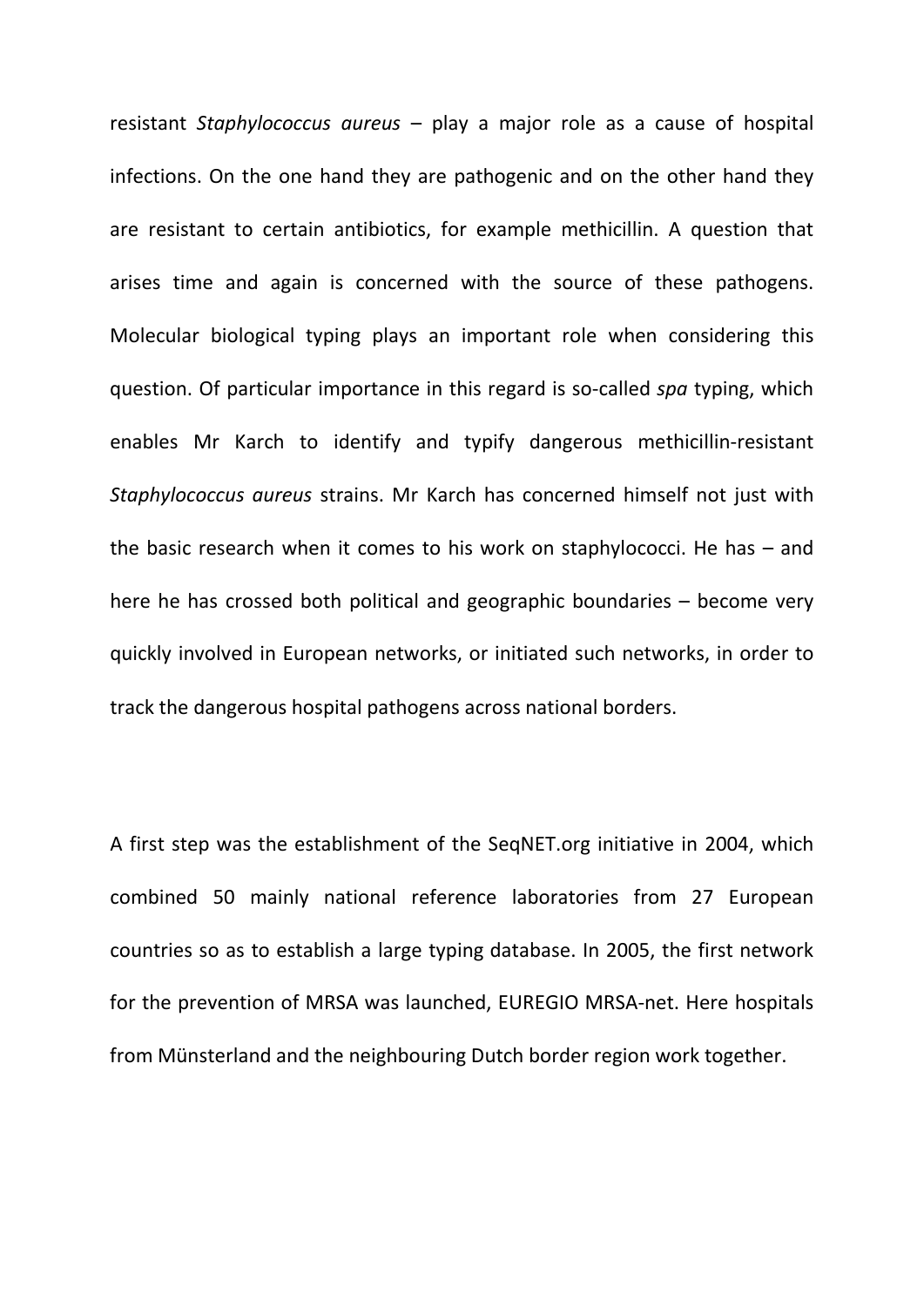resistant *Staphylococcus aureus* – play a major role as a cause of hospital infections. On the one hand they are pathogenic and on the other hand they are resistant to certain antibiotics, for example methicillin. A question that arises time and again is concerned with the source of these pathogens. Molecular biological typing plays an important role when considering this question. Of particular importance in this regard is so-called *spa* typing, which enables Mr Karch to identify and typify dangerous methicillin-resistant *Staphylococcus aureus* strains. Mr Karch has concerned himself not just with the basic research when it comes to his work on staphylococci. He has – and here he has crossed both political and geographic boundaries – become very quickly involved in European networks, or initiated such networks, in order to track the dangerous hospital pathogens across national borders.

A first step was the establishment of the SeqNET.org initiative in 2004, which combined 50 mainly national reference laboratories from 27 European countries so as to establish a large typing database. In 2005, the first network for the prevention of MRSA was launched, EUREGIO MRSA-net. Here hospitals from Münsterland and the neighbouring Dutch border region work together.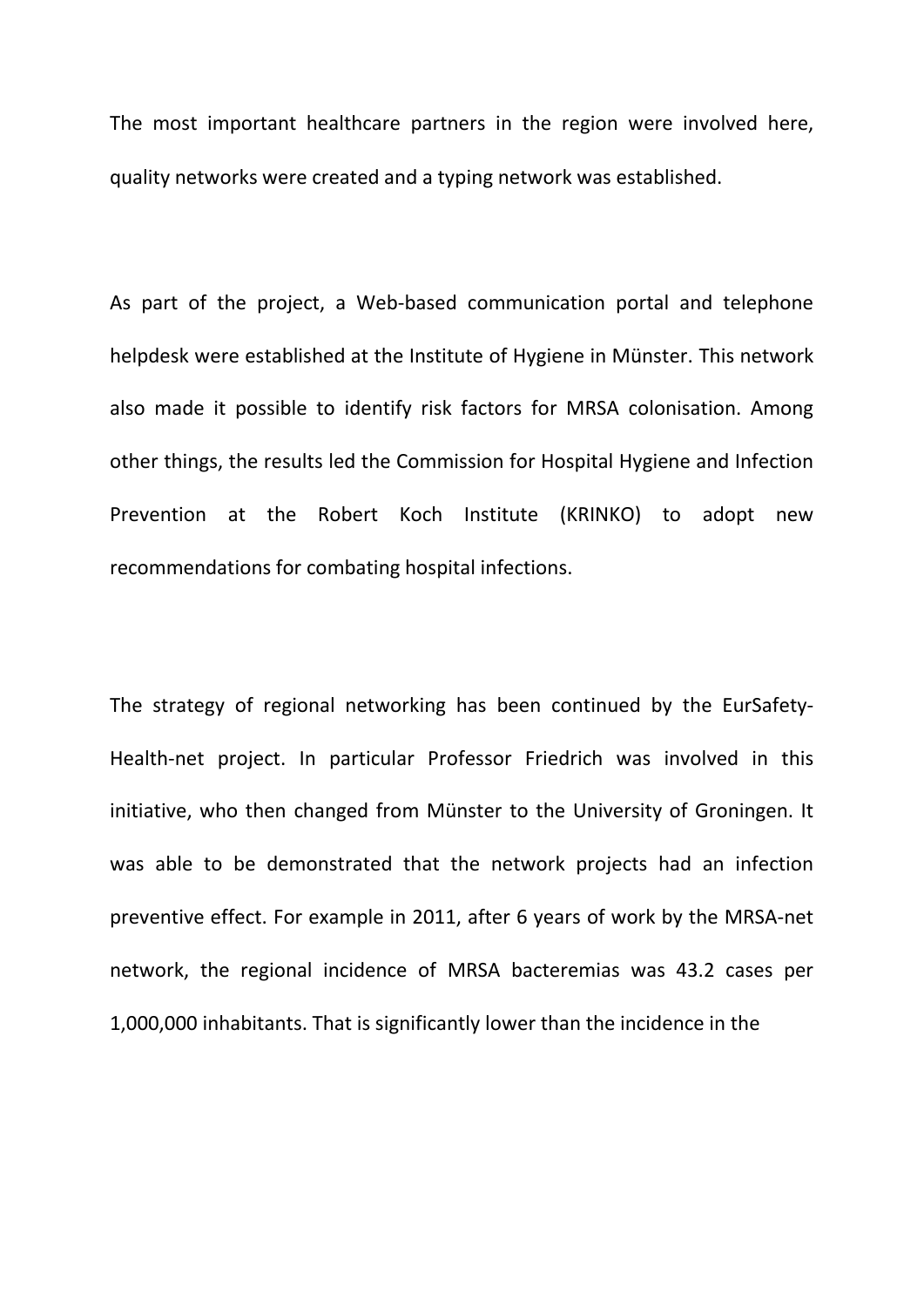The most important healthcare partners in the region were involved here, quality networks were created and a typing network was established.

As part of the project, a Web-based communication portal and telephone helpdesk were established at the Institute of Hygiene in Münster. This network also made it possible to identify risk factors for MRSA colonisation. Among other things, the results led the Commission for Hospital Hygiene and Infection Prevention at the Robert Koch Institute (KRINKO) to adopt new recommendations for combating hospital infections.

The strategy of regional networking has been continued by the EurSafety-Health-net project. In particular Professor Friedrich was involved in this initiative, who then changed from Münster to the University of Groningen. It was able to be demonstrated that the network projects had an infection preventive effect. For example in 2011, after 6 years of work by the MRSA-net network, the regional incidence of MRSA bacteremias was 43.2 cases per 1,000,000 inhabitants. That is significantly lower than the incidence in the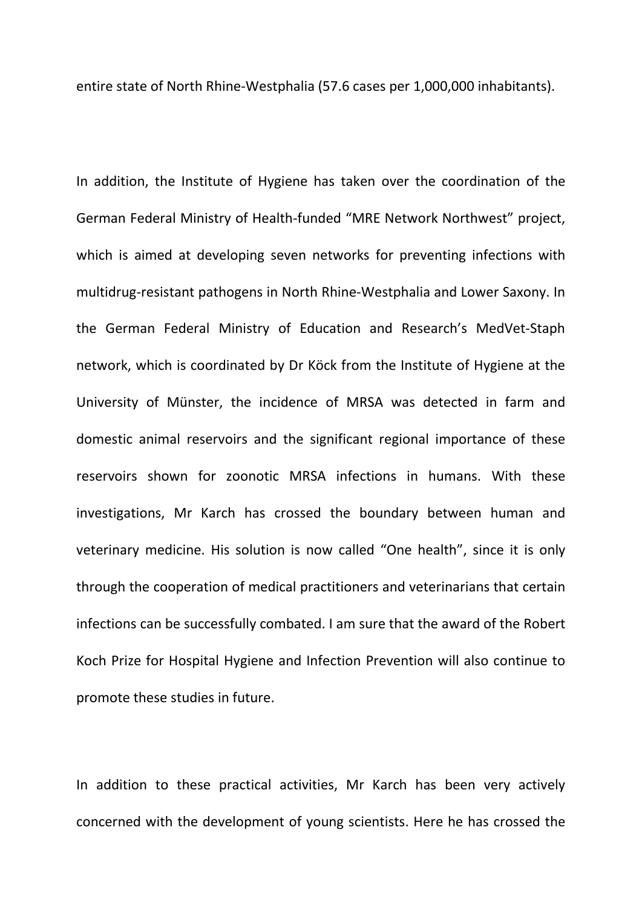entire state of North Rhine-Westphalia (57.6 cases per 1,000,000 inhabitants).

In addition, the Institute of Hygiene has taken over the coordination of the German Federal Ministry of Health-funded "MRE Network Northwest" project, which is aimed at developing seven networks for preventing infections with multidrug-resistant pathogens in North Rhine-Westphalia and Lower Saxony. In the German Federal Ministry of Education and Research's MedVet-Staph network, which is coordinated by Dr Köck from the Institute of Hygiene at the University of Münster, the incidence of MRSA was detected in farm and domestic animal reservoirs and the significant regional importance of these reservoirs shown for zoonotic MRSA infections in humans. With these investigations, Mr Karch has crossed the boundary between human and veterinary medicine. His solution is now called "One health", since it is only through the cooperation of medical practitioners and veterinarians that certain infections can be successfully combated. I am sure that the award of the Robert Koch Prize for Hospital Hygiene and Infection Prevention will also continue to promote these studies in future.

In addition to these practical activities, Mr Karch has been very actively concerned with the development of young scientists. Here he has crossed the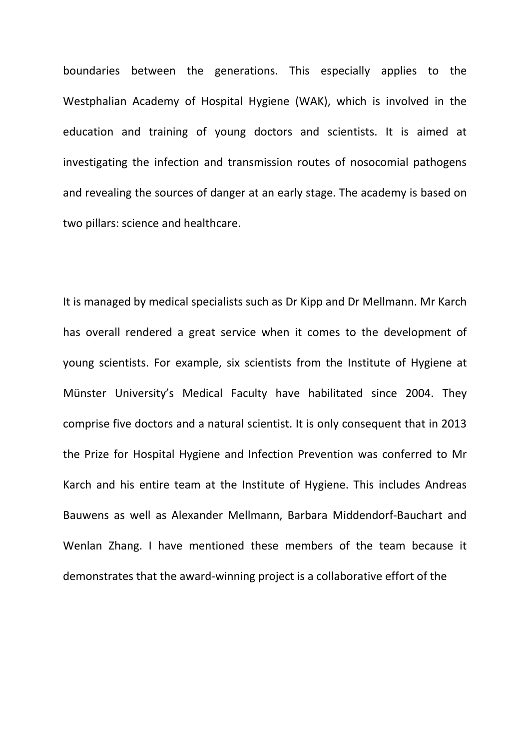boundaries between the generations. This especially applies to the Westphalian Academy of Hospital Hygiene (WAK), which is involved in the education and training of young doctors and scientists. It is aimed at investigating the infection and transmission routes of nosocomial pathogens and revealing the sources of danger at an early stage. The academy is based on two pillars: science and healthcare.

It is managed by medical specialists such as Dr Kipp and Dr Mellmann. Mr Karch has overall rendered a great service when it comes to the development of young scientists. For example, six scientists from the Institute of Hygiene at Münster University's Medical Faculty have habilitated since 2004. They comprise five doctors and a natural scientist. It is only consequent that in 2013 the Prize for Hospital Hygiene and Infection Prevention was conferred to Mr Karch and his entire team at the Institute of Hygiene. This includes Andreas Bauwens as well as Alexander Mellmann, Barbara Middendorf-Bauchart and Wenlan Zhang. I have mentioned these members of the team because it demonstrates that the award-winning project is a collaborative effort of the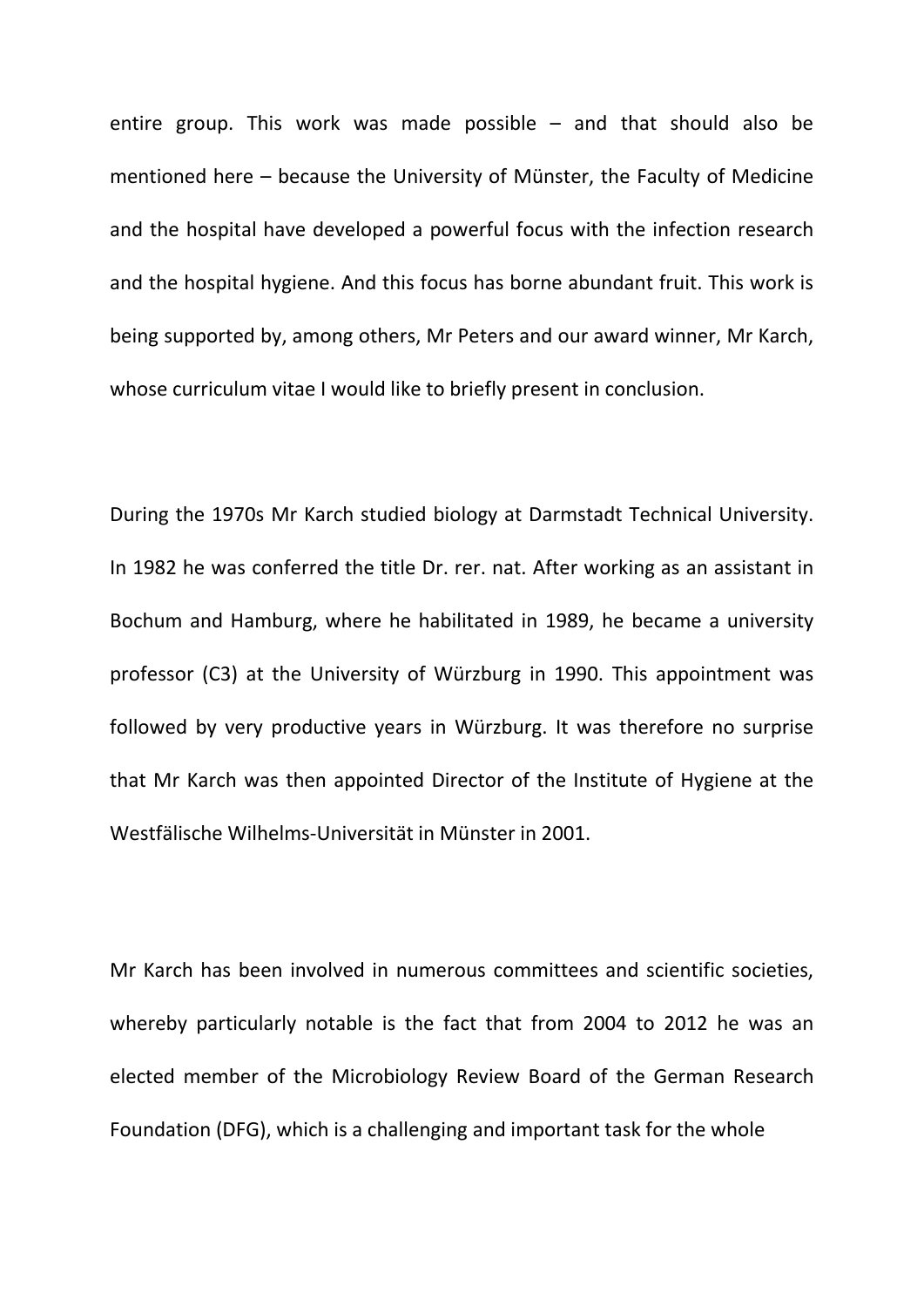entire group. This work was made possible – and that should also be mentioned here – because the University of Münster, the Faculty of Medicine and the hospital have developed a powerful focus with the infection research and the hospital hygiene. And this focus has borne abundant fruit. This work is being supported by, among others, Mr Peters and our award winner, Mr Karch, whose curriculum vitae I would like to briefly present in conclusion.

During the 1970s Mr Karch studied biology at Darmstadt Technical University. In 1982 he was conferred the title Dr. rer. nat. After working as an assistant in Bochum and Hamburg, where he habilitated in 1989, he became a university professor (C3) at the University of Würzburg in 1990. This appointment was followed by very productive years in Würzburg. It was therefore no surprise that Mr Karch was then appointed Director of the Institute of Hygiene at the Westfälische Wilhelms-Universität in Münster in 2001.

Mr Karch has been involved in numerous committees and scientific societies, whereby particularly notable is the fact that from 2004 to 2012 he was an elected member of the Microbiology Review Board of the German Research Foundation (DFG), which is a challenging and important task for the whole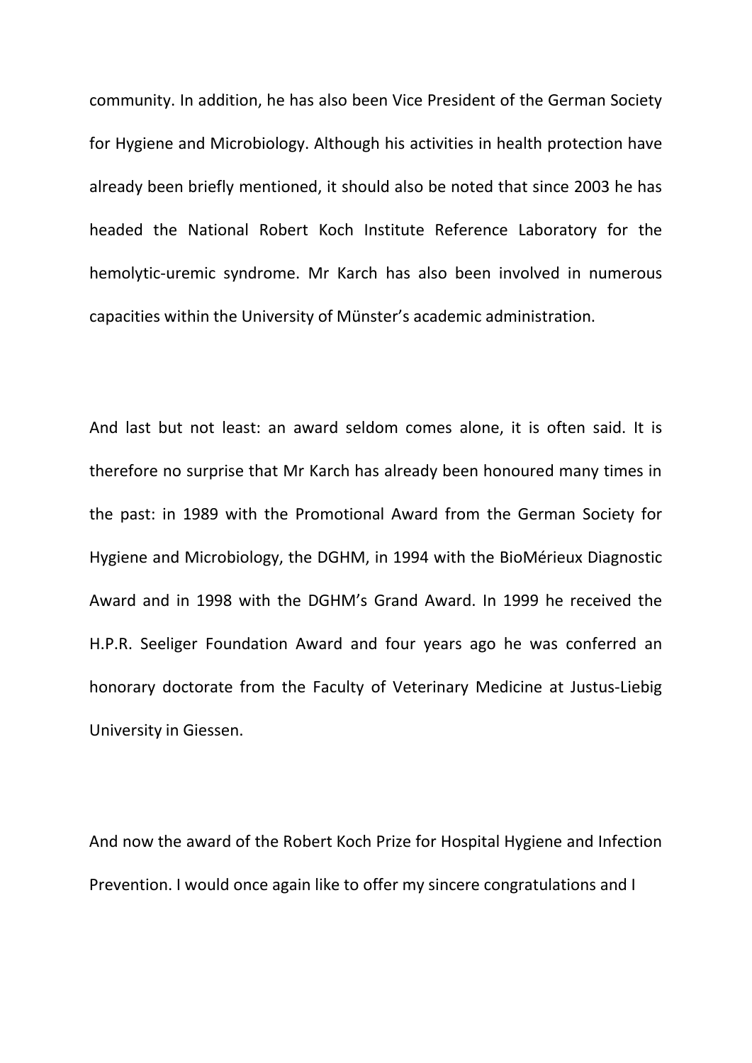community. In addition, he has also been Vice President of the German Society for Hygiene and Microbiology. Although his activities in health protection have already been briefly mentioned, it should also be noted that since 2003 he has headed the National Robert Koch Institute Reference Laboratory for the hemolytic-uremic syndrome. Mr Karch has also been involved in numerous capacities within the University of Münster's academic administration.

And last but not least: an award seldom comes alone, it is often said. It is therefore no surprise that Mr Karch has already been honoured many times in the past: in 1989 with the Promotional Award from the German Society for Hygiene and Microbiology, the DGHM, in 1994 with the BioMérieux Diagnostic Award and in 1998 with the DGHM's Grand Award. In 1999 he received the H.P.R. Seeliger Foundation Award and four years ago he was conferred an honorary doctorate from the Faculty of Veterinary Medicine at Justus-Liebig University in Giessen.

And now the award of the Robert Koch Prize for Hospital Hygiene and Infection Prevention. I would once again like to offer my sincere congratulations and I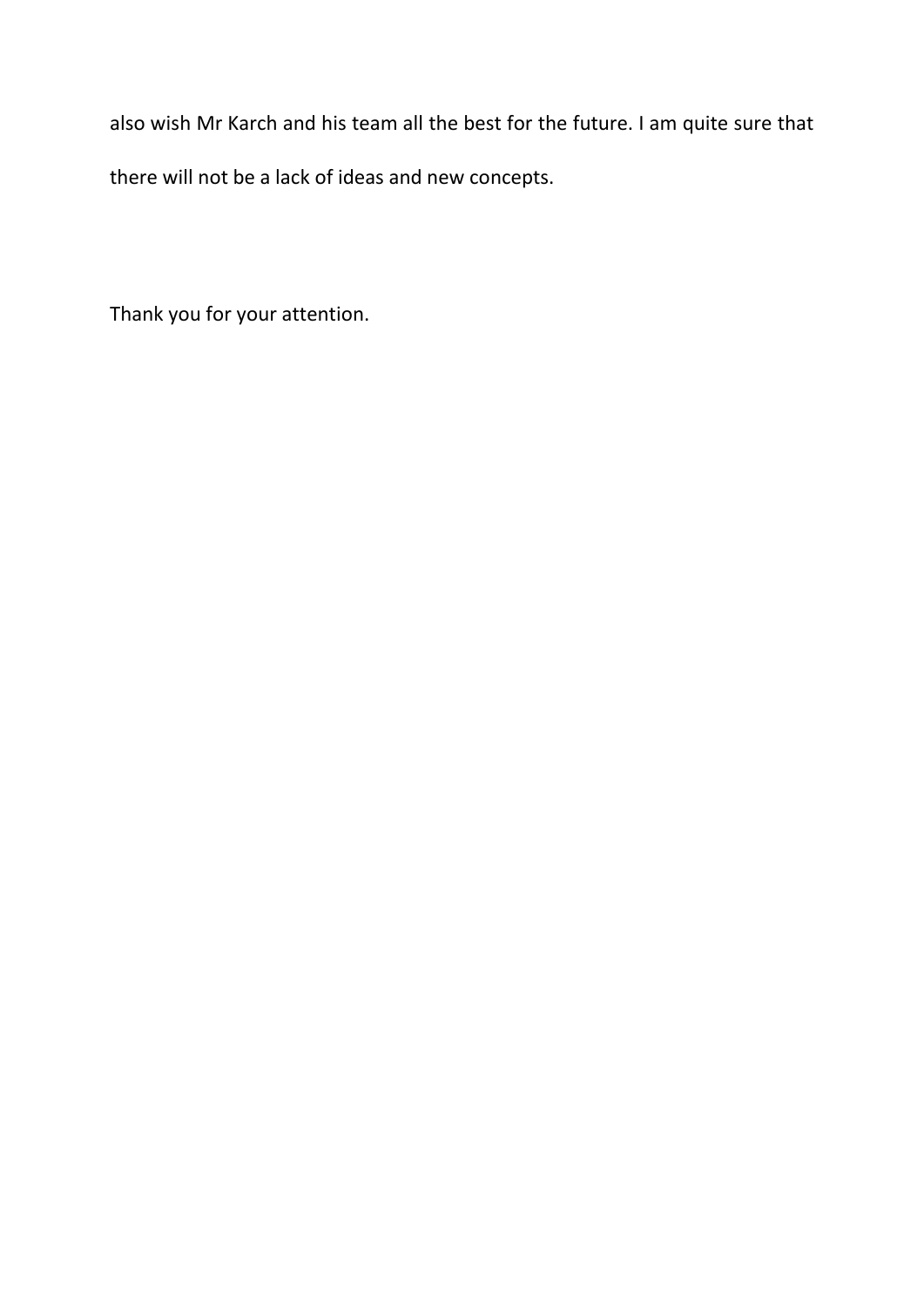also wish Mr Karch and his team all the best for the future. I am quite sure that there will not be a lack of ideas and new concepts.

Thank you for your attention.